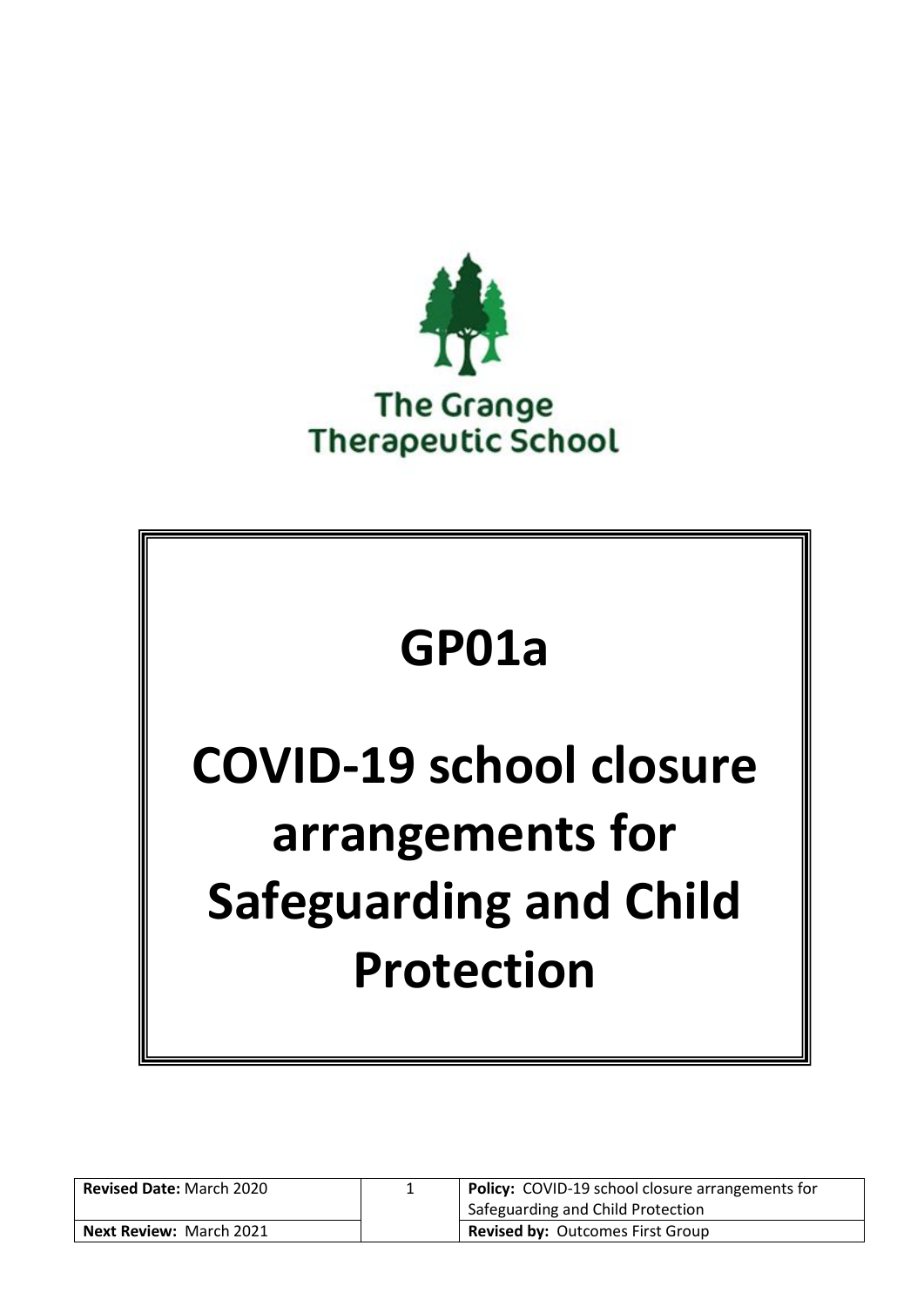The Grange Therapeutic School

# GP01a

# COVID-19 school closure arrangements for Safeguarding and Child Protection

| Revised Date: March 2020 | Policy: COVID-19 school closure arrangements for Safeguarding and Child Protection |
|---|---|
| Next Review: March 2021 | Revised by: Outcomes First Group |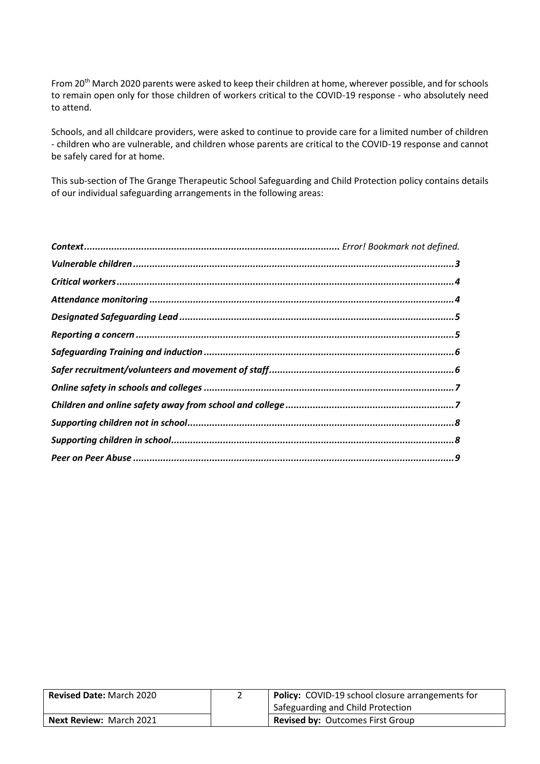From 20th March 2020 parents were asked to keep their children at home, wherever possible, and for schools to remain open only for those children of workers critical to the COVID-19 response - who absolutely need to attend.

Schools, and all childcare providers, were asked to continue to provide care for a limited number of children - children who are vulnerable, and children whose parents are critical to the COVID-19 response and cannot be safely cared for at home.

This sub-section of The Grange Therapeutic School Safeguarding and Child Protection policy contains details of our individual safeguarding arrangements in the following areas:

***Context*** ............................................................................................ *Error! Bookmark not defined.*
***Vulnerable children*** ....................................................................................................................***3***
***Critical workers*** ..........................................................................................................................***4***
***Attendance monitoring*** ..............................................................................................................***4***
***Designated Safeguarding Lead*** ...................................................................................................***5***
***Reporting a concern*** ...................................................................................................................***5***
***Safeguarding Training and induction*** ..........................................................................................***6***
***Safer recruitment/volunteers and movement of staff*** ..................................................................***6***
***Online safety in schools and colleges*** ..........................................................................................***7***
***Children and online safety away from school and college*** ............................................................***7***
***Supporting children not in school*** ................................................................................................***8***
***Supporting children in school*** ......................................................................................................***8***
***Peer on Peer Abuse*** ....................................................................................................................***9***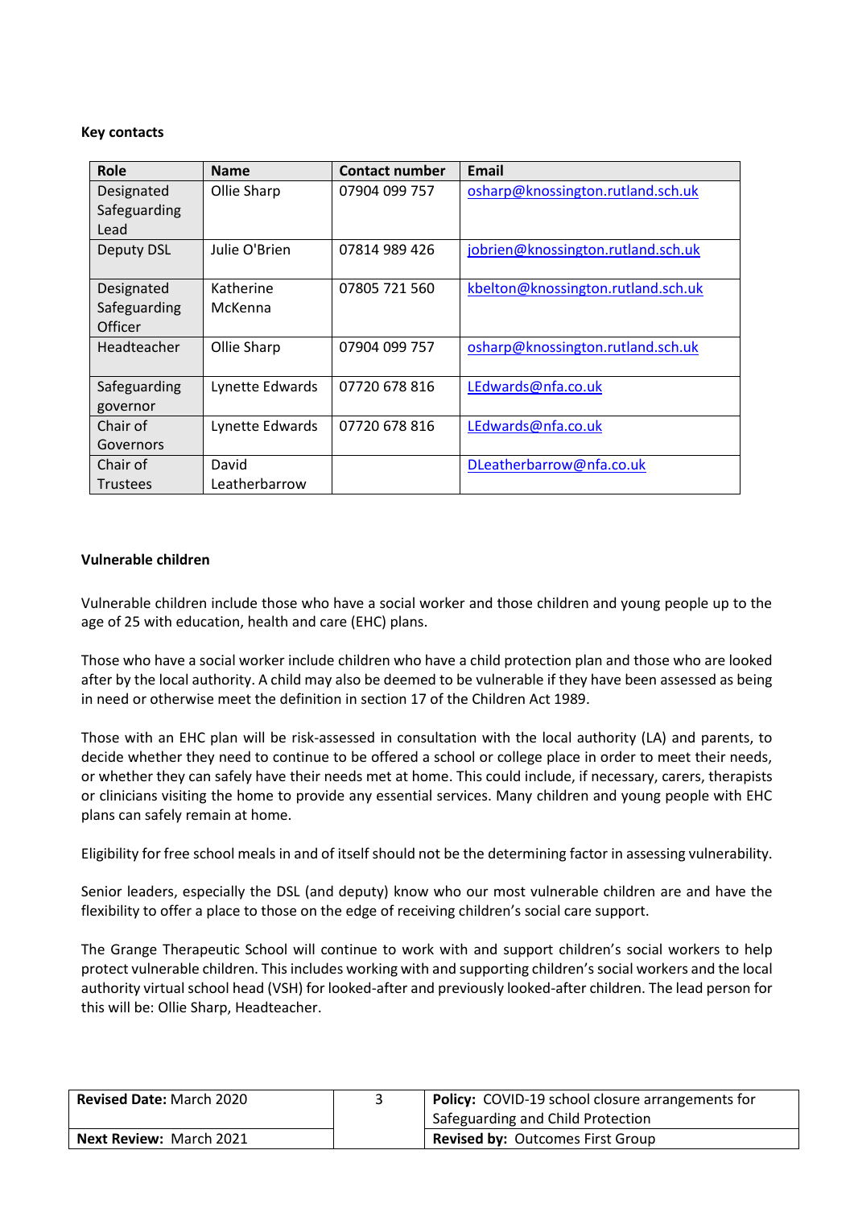**Key contacts**

| Role | Name | Contact number | Email |
|---|---|---|---|
| Designated Safeguarding Lead | Ollie Sharp | 07904 099 757 | osharp@knossington.rutland.sch.uk |
| Deputy DSL | Julie O'Brien | 07814 989 426 | jobrien@knossington.rutland.sch.uk |
| Designated Safeguarding Officer | Katherine McKenna | 07805 721 560 | kbelton@knossington.rutland.sch.uk |
| Headteacher | Ollie Sharp | 07904 099 757 | osharp@knossington.rutland.sch.uk |
| Safeguarding governor | Lynette Edwards | 07720 678 816 | LEdwards@nfa.co.uk |
| Chair of Governors | Lynette Edwards | 07720 678 816 | LEdwards@nfa.co.uk |
| Chair of Trustees | David Leatherbarrow | | DLeatherbarrow@nfa.co.uk |

**Vulnerable children**

Vulnerable children include those who have a social worker and those children and young people up to the age of 25 with education, health and care (EHC) plans.

Those who have a social worker include children who have a child protection plan and those who are looked after by the local authority. A child may also be deemed to be vulnerable if they have been assessed as being in need or otherwise meet the definition in section 17 of the Children Act 1989.

Those with an EHC plan will be risk-assessed in consultation with the local authority (LA) and parents, to decide whether they need to continue to be offered a school or college place in order to meet their needs, or whether they can safely have their needs met at home. This could include, if necessary, carers, therapists or clinicians visiting the home to provide any essential services. Many children and young people with EHC plans can safely remain at home.

Eligibility for free school meals in and of itself should not be the determining factor in assessing vulnerability.

Senior leaders, especially the DSL (and deputy) know who our most vulnerable children are and have the flexibility to offer a place to those on the edge of receiving children's social care support.

The Grange Therapeutic School will continue to work with and support children's social workers to help protect vulnerable children. This includes working with and supporting children's social workers and the local authority virtual school head (VSH) for looked-after and previously looked-after children. The lead person for this will be: Ollie Sharp, Headteacher.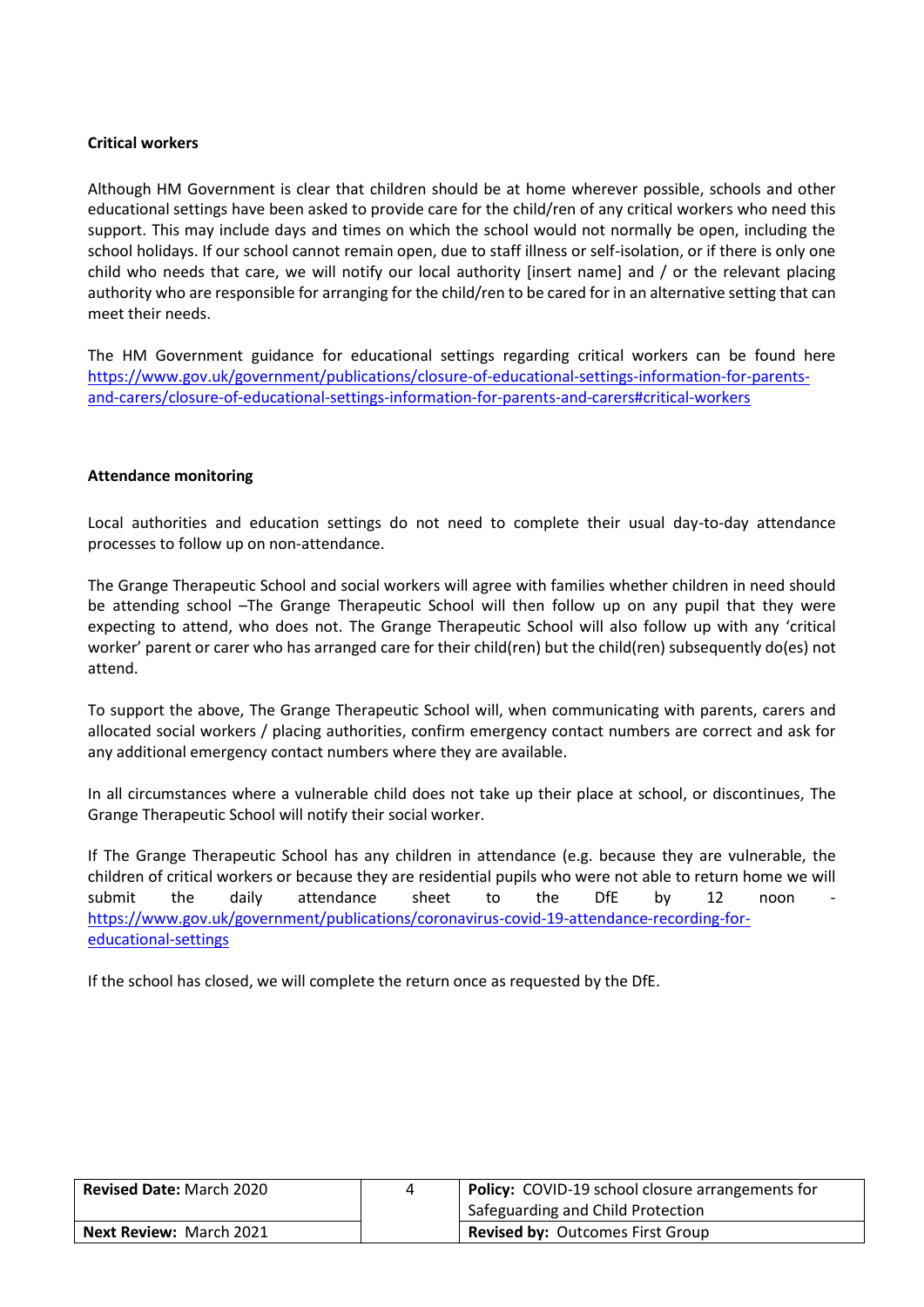**Critical workers**

Although HM Government is clear that children should be at home wherever possible, schools and other educational settings have been asked to provide care for the child/ren of any critical workers who need this support. This may include days and times on which the school would not normally be open, including the school holidays. If our school cannot remain open, due to staff illness or self-isolation, or if there is only one child who needs that care, we will notify our local authority [insert name] and / or the relevant placing authority who are responsible for arranging for the child/ren to be cared for in an alternative setting that can meet their needs.

The HM Government guidance for educational settings regarding critical workers can be found here https://www.gov.uk/government/publications/closure-of-educational-settings-information-for-parents-and-carers/closure-of-educational-settings-information-for-parents-and-carers#critical-workers

**Attendance monitoring**

Local authorities and education settings do not need to complete their usual day-to-day attendance processes to follow up on non-attendance.

The Grange Therapeutic School and social workers will agree with families whether children in need should be attending school –The Grange Therapeutic School will then follow up on any pupil that they were expecting to attend, who does not. The Grange Therapeutic School will also follow up with any 'critical worker' parent or carer who has arranged care for their child(ren) but the child(ren) subsequently do(es) not attend.

To support the above, The Grange Therapeutic School will, when communicating with parents, carers and allocated social workers / placing authorities, confirm emergency contact numbers are correct and ask for any additional emergency contact numbers where they are available.

In all circumstances where a vulnerable child does not take up their place at school, or discontinues, The Grange Therapeutic School will notify their social worker.

If The Grange Therapeutic School has any children in attendance (e.g. because they are vulnerable, the children of critical workers or because they are residential pupils who were not able to return home we will submit the daily attendance sheet to the DfE by 12 noon - https://www.gov.uk/government/publications/coronavirus-covid-19-attendance-recording-for-educational-settings

If the school has closed, we will complete the return once as requested by the DfE.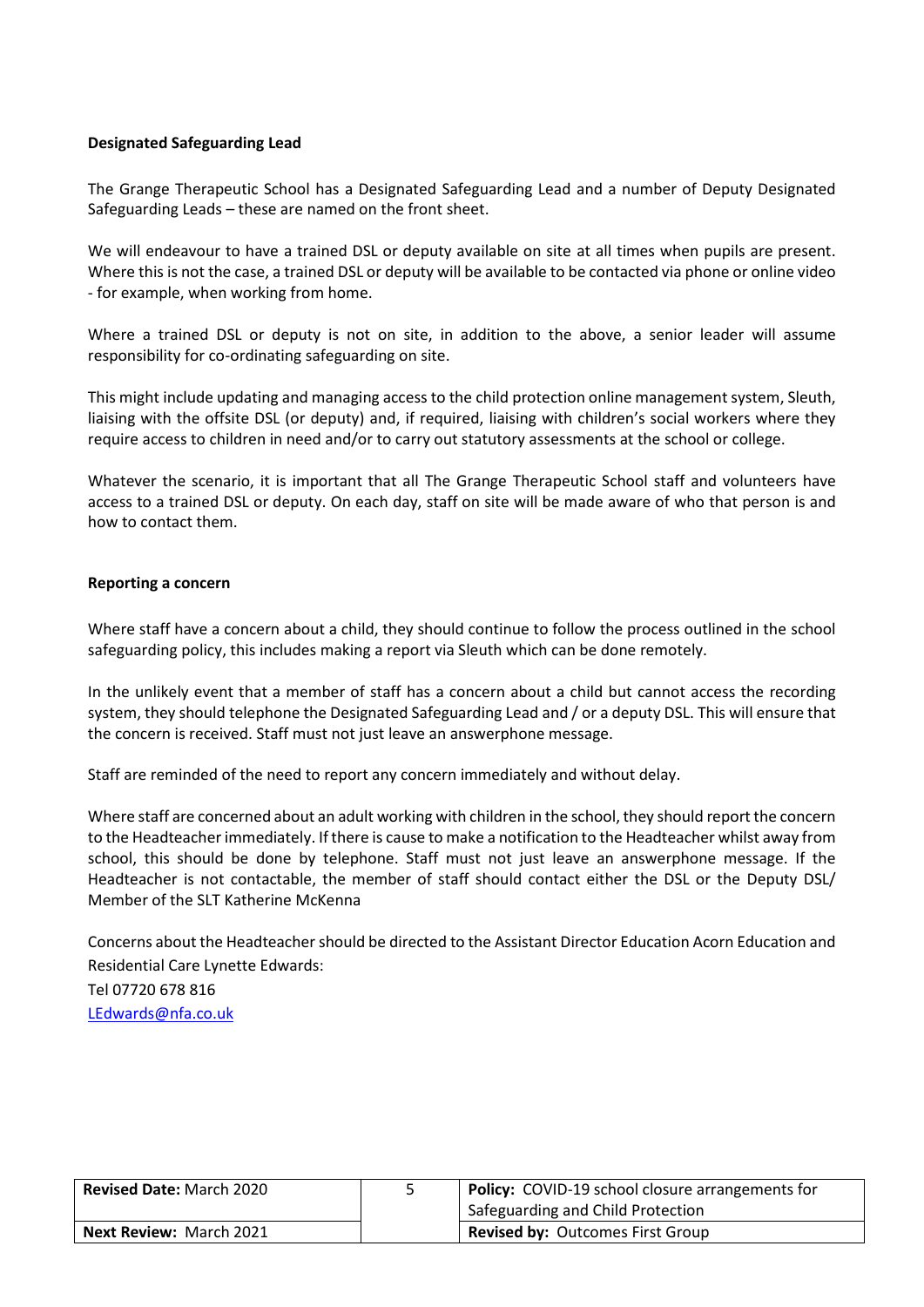**Designated Safeguarding Lead**

The Grange Therapeutic School has a Designated Safeguarding Lead and a number of Deputy Designated Safeguarding Leads – these are named on the front sheet.

We will endeavour to have a trained DSL or deputy available on site at all times when pupils are present. Where this is not the case, a trained DSL or deputy will be available to be contacted via phone or online video - for example, when working from home.

Where a trained DSL or deputy is not on site, in addition to the above, a senior leader will assume responsibility for co-ordinating safeguarding on site.

This might include updating and managing access to the child protection online management system, Sleuth, liaising with the offsite DSL (or deputy) and, if required, liaising with children's social workers where they require access to children in need and/or to carry out statutory assessments at the school or college.

Whatever the scenario, it is important that all The Grange Therapeutic School staff and volunteers have access to a trained DSL or deputy. On each day, staff on site will be made aware of who that person is and how to contact them.

**Reporting a concern**

Where staff have a concern about a child, they should continue to follow the process outlined in the school safeguarding policy, this includes making a report via Sleuth which can be done remotely.

In the unlikely event that a member of staff has a concern about a child but cannot access the recording system, they should telephone the Designated Safeguarding Lead and / or a deputy DSL. This will ensure that the concern is received. Staff must not just leave an answerphone message.

Staff are reminded of the need to report any concern immediately and without delay.

Where staff are concerned about an adult working with children in the school, they should report the concern to the Headteacher immediately. If there is cause to make a notification to the Headteacher whilst away from school, this should be done by telephone. Staff must not just leave an answerphone message. If the Headteacher is not contactable, the member of staff should contact either the DSL or the Deputy DSL/ Member of the SLT Katherine McKenna

Concerns about the Headteacher should be directed to the Assistant Director Education Acorn Education and Residential Care Lynette Edwards:

Tel 07720 678 816

LEdwards@nfa.co.uk

| **Revised Date:** March 2020 | 5 | **Policy:** COVID-19 school closure arrangements for Safeguarding and Child Protection |
|---|---|---|
| **Next Review:** March 2021 | | **Revised by:** Outcomes First Group |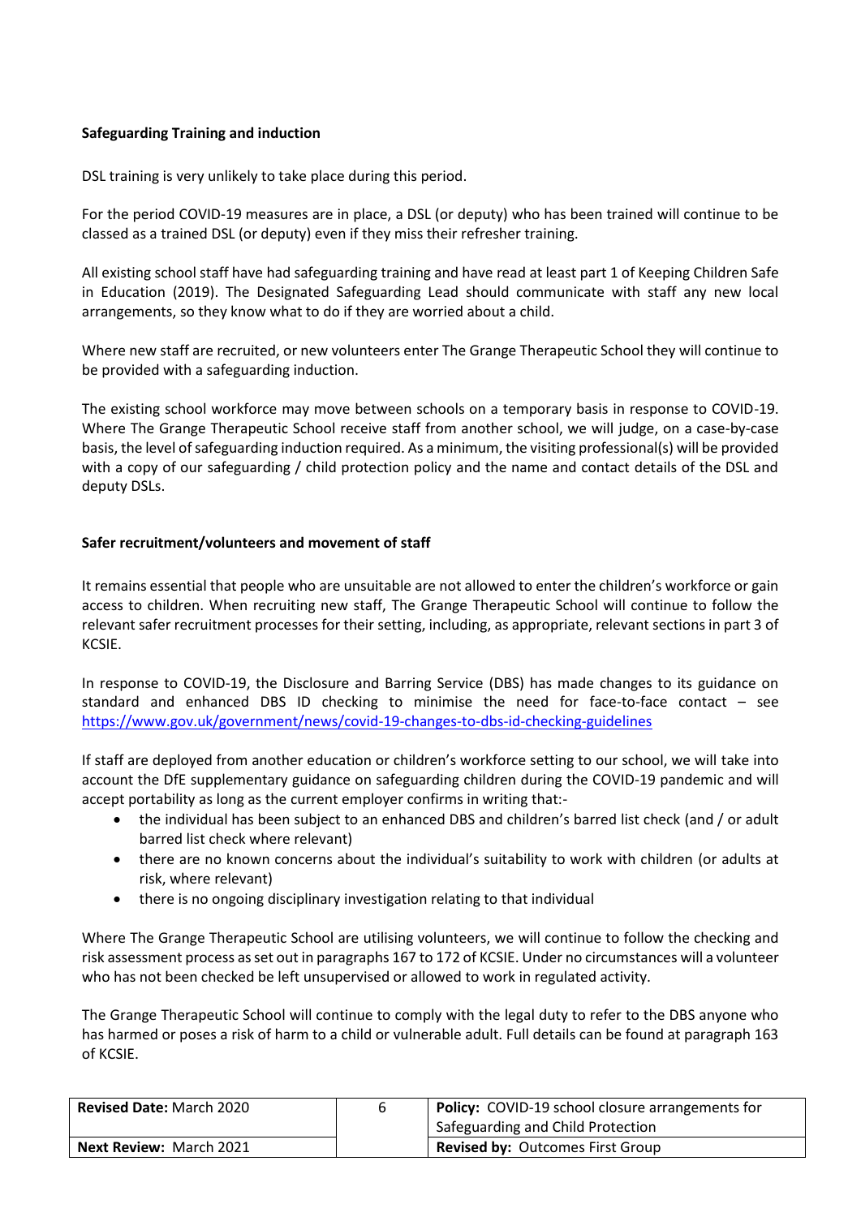**Safeguarding Training and induction**

DSL training is very unlikely to take place during this period.

For the period COVID-19 measures are in place, a DSL (or deputy) who has been trained will continue to be classed as a trained DSL (or deputy) even if they miss their refresher training.

All existing school staff have had safeguarding training and have read at least part 1 of Keeping Children Safe in Education (2019). The Designated Safeguarding Lead should communicate with staff any new local arrangements, so they know what to do if they are worried about a child.

Where new staff are recruited, or new volunteers enter The Grange Therapeutic School they will continue to be provided with a safeguarding induction.

The existing school workforce may move between schools on a temporary basis in response to COVID-19. Where The Grange Therapeutic School receive staff from another school, we will judge, on a case-by-case basis, the level of safeguarding induction required. As a minimum, the visiting professional(s) will be provided with a copy of our safeguarding / child protection policy and the name and contact details of the DSL and deputy DSLs.

**Safer recruitment/volunteers and movement of staff**

It remains essential that people who are unsuitable are not allowed to enter the children's workforce or gain access to children. When recruiting new staff, The Grange Therapeutic School will continue to follow the relevant safer recruitment processes for their setting, including, as appropriate, relevant sections in part 3 of KCSIE.

In response to COVID-19, the Disclosure and Barring Service (DBS) has made changes to its guidance on standard and enhanced DBS ID checking to minimise the need for face-to-face contact – see [https://www.gov.uk/government/news/covid-19-changes-to-dbs-id-checking-guidelines](https://www.gov.uk/government/news/covid-19-changes-to-dbs-id-checking-guidelines)

If staff are deployed from another education or children's workforce setting to our school, we will take into account the DfE supplementary guidance on safeguarding children during the COVID-19 pandemic and will accept portability as long as the current employer confirms in writing that:-

- the individual has been subject to an enhanced DBS and children's barred list check (and / or adult barred list check where relevant)
- there are no known concerns about the individual's suitability to work with children (or adults at risk, where relevant)
- there is no ongoing disciplinary investigation relating to that individual

Where The Grange Therapeutic School are utilising volunteers, we will continue to follow the checking and risk assessment process as set out in paragraphs 167 to 172 of KCSIE. Under no circumstances will a volunteer who has not been checked be left unsupervised or allowed to work in regulated activity.

The Grange Therapeutic School will continue to comply with the legal duty to refer to the DBS anyone who has harmed or poses a risk of harm to a child or vulnerable adult. Full details can be found at paragraph 163 of KCSIE.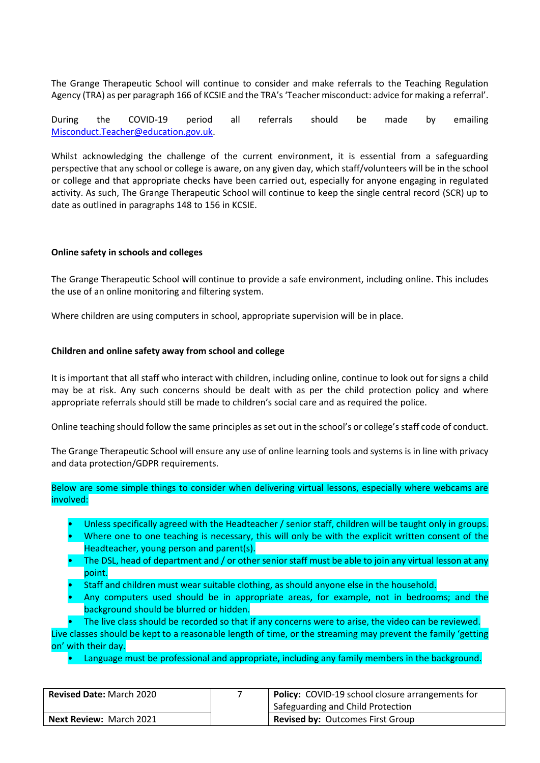The Grange Therapeutic School will continue to consider and make referrals to the Teaching Regulation Agency (TRA) as per paragraph 166 of KCSIE and the TRA's 'Teacher misconduct: advice for making a referral'.

During the COVID-19 period all referrals should be made by emailing [Misconduct.Teacher@education.gov.uk](mailto:Misconduct.Teacher@education.gov.uk).

Whilst acknowledging the challenge of the current environment, it is essential from a safeguarding perspective that any school or college is aware, on any given day, which staff/volunteers will be in the school or college and that appropriate checks have been carried out, especially for anyone engaging in regulated activity. As such, The Grange Therapeutic School will continue to keep the single central record (SCR) up to date as outlined in paragraphs 148 to 156 in KCSIE.

**Online safety in schools and colleges**

The Grange Therapeutic School will continue to provide a safe environment, including online. This includes the use of an online monitoring and filtering system.

Where children are using computers in school, appropriate supervision will be in place.

**Children and online safety away from school and college**

It is important that all staff who interact with children, including online, continue to look out for signs a child may be at risk. Any such concerns should be dealt with as per the child protection policy and where appropriate referrals should still be made to children's social care and as required the police.

Online teaching should follow the same principles as set out in the school's or college's staff code of conduct.

The Grange Therapeutic School will ensure any use of online learning tools and systems is in line with privacy and data protection/GDPR requirements.

Below are some simple things to consider when delivering virtual lessons, especially where webcams are involved:

- Unless specifically agreed with the Headteacher / senior staff, children will be taught only in groups.
- Where one to one teaching is necessary, this will only be with the explicit written consent of the Headteacher, young person and parent(s).
- The DSL, head of department and / or other senior staff must be able to join any virtual lesson at any point.
- Staff and children must wear suitable clothing, as should anyone else in the household.
- Any computers used should be in appropriate areas, for example, not in bedrooms; and the background should be blurred or hidden.
- The live class should be recorded so that if any concerns were to arise, the video can be reviewed.

Live classes should be kept to a reasonable length of time, or the streaming may prevent the family 'getting on' with their day.

- Language must be professional and appropriate, including any family members in the background.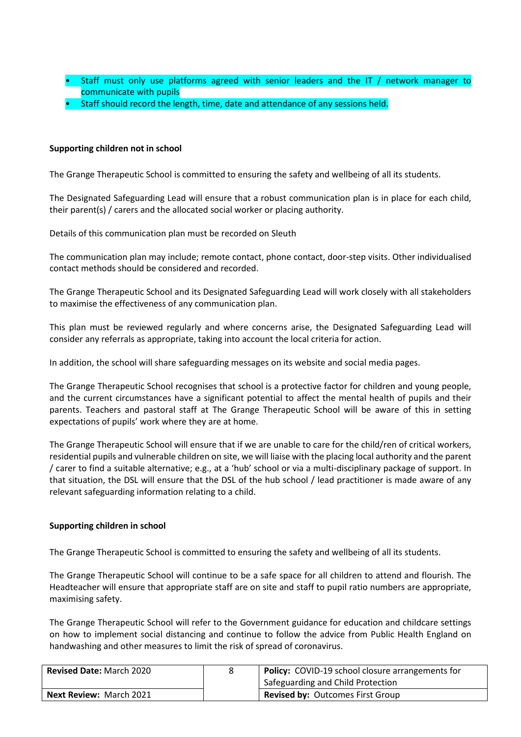- Staff must only use platforms agreed with senior leaders and the IT / network manager to communicate with pupils
- Staff should record the length, time, date and attendance of any sessions held.

**Supporting children not in school**

The Grange Therapeutic School is committed to ensuring the safety and wellbeing of all its students.

The Designated Safeguarding Lead will ensure that a robust communication plan is in place for each child, their parent(s) / carers and the allocated social worker or placing authority.

Details of this communication plan must be recorded on Sleuth

The communication plan may include; remote contact, phone contact, door-step visits. Other individualised contact methods should be considered and recorded.

The Grange Therapeutic School and its Designated Safeguarding Lead will work closely with all stakeholders to maximise the effectiveness of any communication plan.

This plan must be reviewed regularly and where concerns arise, the Designated Safeguarding Lead will consider any referrals as appropriate, taking into account the local criteria for action.

In addition, the school will share safeguarding messages on its website and social media pages.

The Grange Therapeutic School recognises that school is a protective factor for children and young people, and the current circumstances have a significant potential to affect the mental health of pupils and their parents. Teachers and pastoral staff at The Grange Therapeutic School will be aware of this in setting expectations of pupils' work where they are at home.

The Grange Therapeutic School will ensure that if we are unable to care for the child/ren of critical workers, residential pupils and vulnerable children on site, we will liaise with the placing local authority and the parent / carer to find a suitable alternative; e.g., at a 'hub' school or via a multi-disciplinary package of support. In that situation, the DSL will ensure that the DSL of the hub school / lead practitioner is made aware of any relevant safeguarding information relating to a child.

**Supporting children in school**

The Grange Therapeutic School is committed to ensuring the safety and wellbeing of all its students.

The Grange Therapeutic School will continue to be a safe space for all children to attend and flourish. The Headteacher will ensure that appropriate staff are on site and staff to pupil ratio numbers are appropriate, maximising safety.

The Grange Therapeutic School will refer to the Government guidance for education and childcare settings on how to implement social distancing and continue to follow the advice from Public Health England on handwashing and other measures to limit the risk of spread of coronavirus.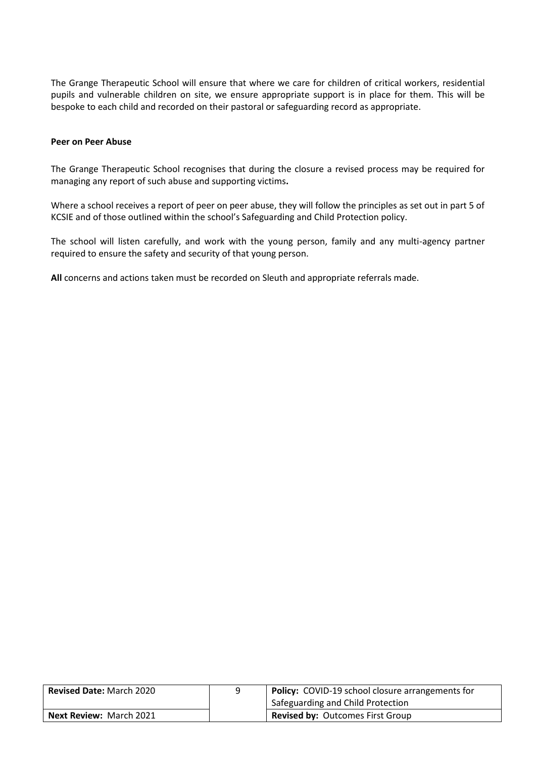The Grange Therapeutic School will ensure that where we care for children of critical workers, residential pupils and vulnerable children on site, we ensure appropriate support is in place for them. This will be bespoke to each child and recorded on their pastoral or safeguarding record as appropriate.

**Peer on Peer Abuse**

The Grange Therapeutic School recognises that during the closure a revised process may be required for managing any report of such abuse and supporting victims**.**

Where a school receives a report of peer on peer abuse, they will follow the principles as set out in part 5 of KCSIE and of those outlined within the school's Safeguarding and Child Protection policy.

The school will listen carefully, and work with the young person, family and any multi-agency partner required to ensure the safety and security of that young person.

**All** concerns and actions taken must be recorded on Sleuth and appropriate referrals made.